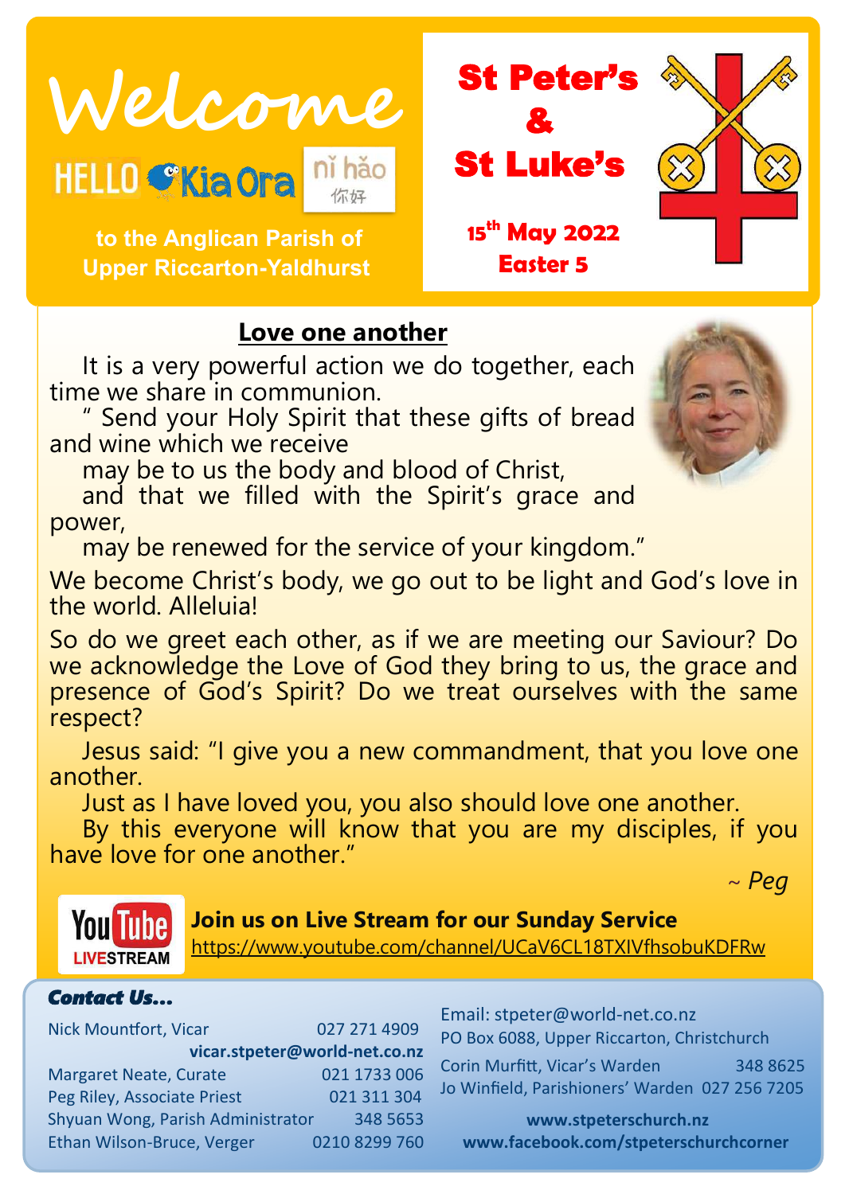# Welcome

HELLO Kia Ora nǐ hǎo 你好

to the Anglican Parish of Upper Riccarton-Yaldhurst

## St Peter's & St Luke's

**15th May 2022**
**Easter 5**

## Love one another

It is a very powerful action we do together, each time we share in communion.

" Send your Holy Spirit that these gifts of bread and wine which we receive
may be to us the body and blood of Christ,
and that we filled with the Spirit's grace and power,
may be renewed for the service of your kingdom."

We become Christ's body, we go out to be light and God's love in the world. Alleluia!

So do we greet each other, as if we are meeting our Saviour? Do we acknowledge the Love of God they bring to us, the grace and presence of God's Spirit? Do we treat ourselves with the same respect?

Jesus said: "I give you a new commandment, that you love one another.
Just as I have loved you, you also should love one another.
By this everyone will know that you are my disciples, if you have love for one another."

*~ Peg*

YouTube LIVESTREAM

**Join us on Live Stream for our Sunday Service**
https://www.youtube.com/channel/UCaV6CL18TXIVfhsobuKDFRw

### *Contact Us...*

Nick Mountfort, Vicar 027 271 4909
**vicar.stpeter@world-net.co.nz**
Margaret Neate, Curate 021 1733 006
Peg Riley, Associate Priest 021 311 304
Shyuan Wong, Parish Administrator 348 5653
Ethan Wilson-Bruce, Verger 0210 8299 760

Email: stpeter@world-net.co.nz
PO Box 6088, Upper Riccarton, Christchurch
Corin Murfitt, Vicar's Warden 348 8625
Jo Winfield, Parishioners' Warden 027 256 7205

**www.stpeterschurch.nz**
**www.facebook.com/stpeterschurchcorner**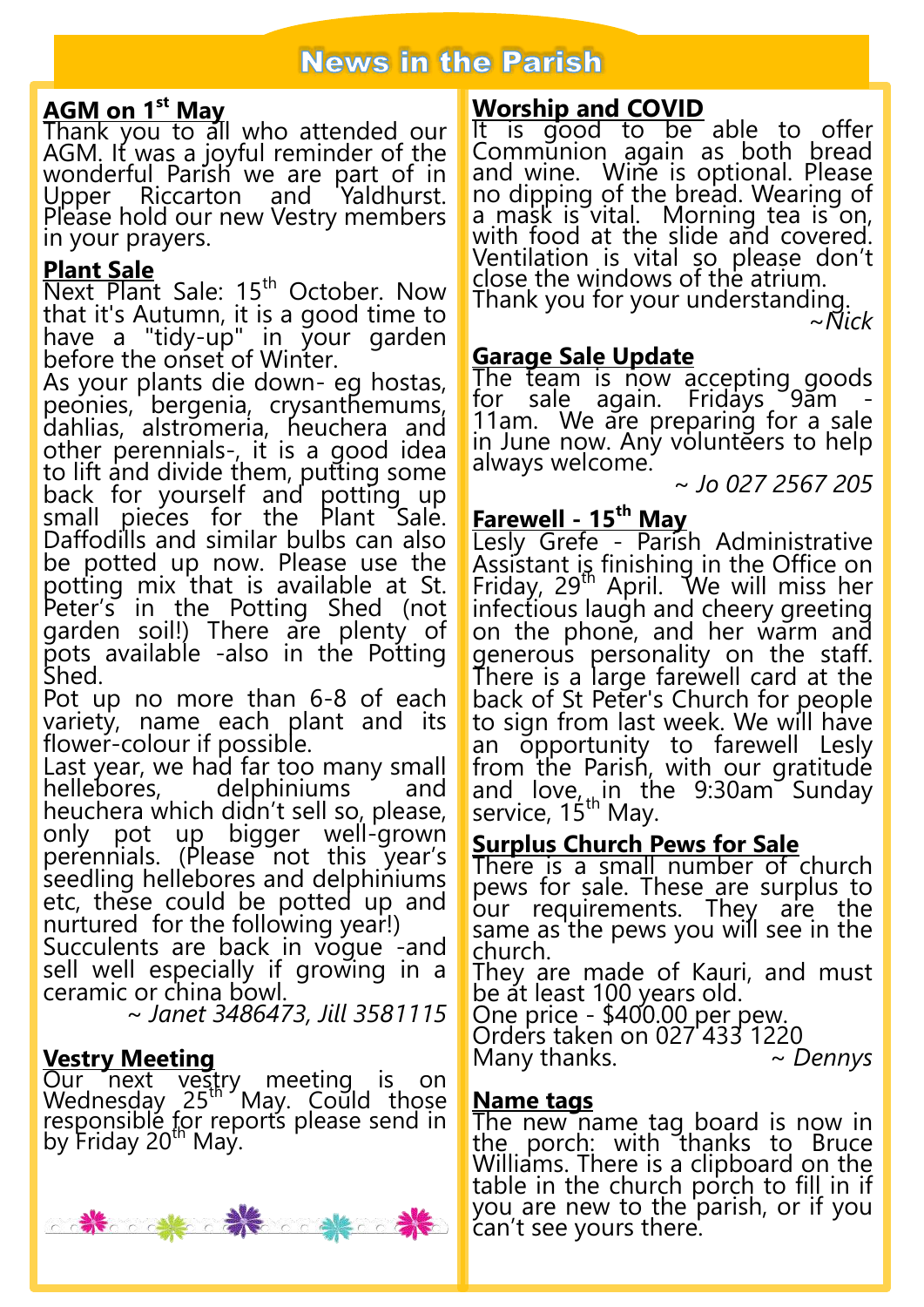# News in the Parish

## AGM on 1st May

Thank you to all who attended our AGM. It was a joyful reminder of the wonderful Parish we are part of in Upper Riccarton and Yaldhurst. Please hold our new Vestry members in your prayers.

## Plant Sale

Next Plant Sale: 15th October. Now that it's Autumn, it is a good time to have a "tidy-up" in your garden before the onset of Winter.

As your plants die down- eg hostas, peonies, bergenia, crysanthemums, dahlias, alstromeria, heuchera and other perennials-, it is a good idea to lift and divide them, putting some back for yourself and potting up small pieces for the Plant Sale. Daffodills and similar bulbs can also be potted up now. Please use the potting mix that is available at St. Peter's in the Potting Shed (not garden soil!) There are plenty of pots available -also in the Potting Shed.

Pot up no more than 6-8 of each variety, name each plant and its flower-colour if possible.

Last year, we had far too many small hellebores, delphiniums and heuchera which didn't sell so, please, only pot up bigger well-grown perennials. (Please not this year's seedling hellebores and delphiniums etc, these could be potted up and nurtured for the following year!)

Succulents are back in vogue -and sell well especially if growing in a ceramic or china bowl.

*~ Janet 3486473, Jill 3581115*

## Vestry Meeting

Our next vestry meeting is on Wednesday 25th May. Could those responsible for reports please send in by Friday 20th May.

## Worship and COVID

It is good to be able to offer Communion again as both bread and wine. Wine is optional. Please no dipping of the bread. Wearing of a mask is vital. Morning tea is on, with food at the slide and covered. Ventilation is vital so please don't close the windows of the atrium.

Thank you for your understanding.

*~Nick*

## Garage Sale Update

The team is now accepting goods for sale again. Fridays 9am - 11am. We are preparing for a sale in June now. Any volunteers to help always welcome.

*~ Jo 027 2567 205*

## Farewell - 15th May

Lesly Grefe - Parish Administrative Assistant is finishing in the Office on Friday, 29th April. We will miss her infectious laugh and cheery greeting on the phone, and her warm and generous personality on the staff. There is a large farewell card at the back of St Peter's Church for people to sign from last week. We will have an opportunity to farewell Lesly from the Parish, with our gratitude and love, in the 9:30am Sunday service, 15th May.

## Surplus Church Pews for Sale

There is a small number of church pews for sale. These are surplus to our requirements. They are the same as the pews you will see in the church.

They are made of Kauri, and must be at least 100 years old.

One price - $400.00 per pew.

Orders taken on 027 433 1220

Many thanks. *~ Dennys*

## Name tags

The new name tag board is now in the porch: with thanks to Bruce Williams. There is a clipboard on the table in the church porch to fill in if you are new to the parish, or if you can't see yours there.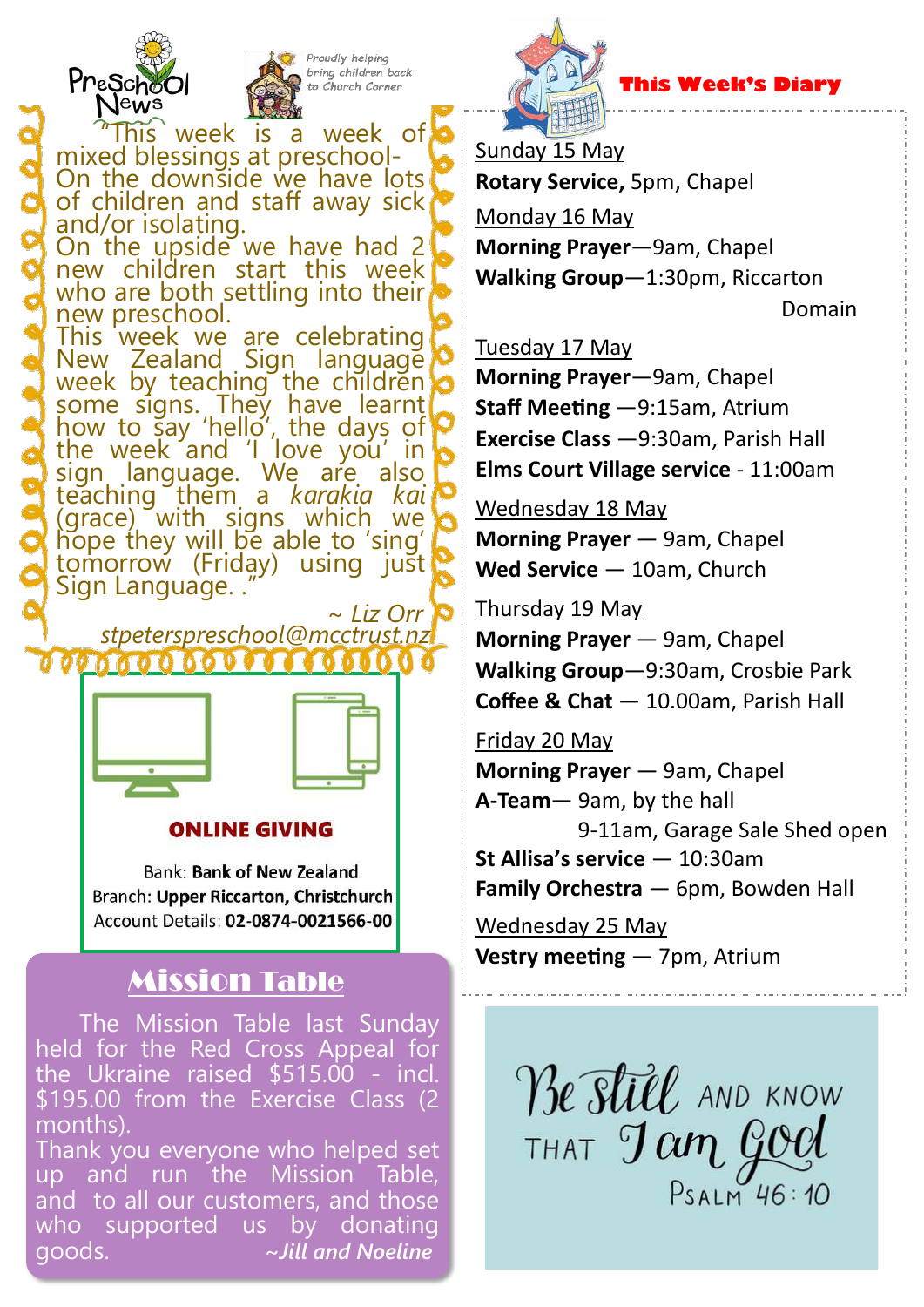## Preschool News

*Proudly helping bring children back to Church Corner*

"This week is a week of mixed blessings at preschool- On the downside we have lots of children and staff away sick and/or isolating.
On the upside we have had 2 new children start this week who are both settling into their new preschool.
This week we are celebrating New Zealand Sign language week by teaching the children some signs. They have learnt how to say 'hello', the days of the week and 'I love you' in sign language. We are also teaching them a *karakia kai* (grace) with signs which we hope they will be able to 'sing' tomorrow (Friday) using just Sign Language. ."

*~ Liz Orr*

*stpeterspreschool@mcctrust.nz*

## ONLINE GIVING

Bank: **Bank of New Zealand**
Branch: **Upper Riccarton, Christchurch**
Account Details: **02-0874-0021566-00**

## Mission Table

The Mission Table last Sunday held for the Red Cross Appeal for the Ukraine raised $515.00 - incl. $195.00 from the Exercise Class (2 months).
Thank you everyone who helped set up and run the Mission Table, and to all our customers, and those who supported us by donating goods.

*~Jill and Noeline*

## This Week's Diary

Sunday 15 May
**Rotary Service,** 5pm, Chapel

Monday 16 May
**Morning Prayer**—9am, Chapel
**Walking Group**—1:30pm, Riccarton Domain

Tuesday 17 May
**Morning Prayer**—9am, Chapel
**Staff Meeting** —9:15am, Atrium
**Exercise Class** —9:30am, Parish Hall
**Elms Court Village service** - 11:00am

Wednesday 18 May
**Morning Prayer** — 9am, Chapel
**Wed Service** — 10am, Church

Thursday 19 May
**Morning Prayer** — 9am, Chapel
**Walking Group**—9:30am, Crosbie Park
**Coffee & Chat** — 10.00am, Parish Hall

Friday 20 May
**Morning Prayer** — 9am, Chapel
**A-Team**— 9am, by the hall
9-11am, Garage Sale Shed open
**St Allisa's service** — 10:30am
**Family Orchestra** — 6pm, Bowden Hall

Wednesday 25 May
**Vestry meeting** — 7pm, Atrium

Be still and know that I am God
Psalm 46:10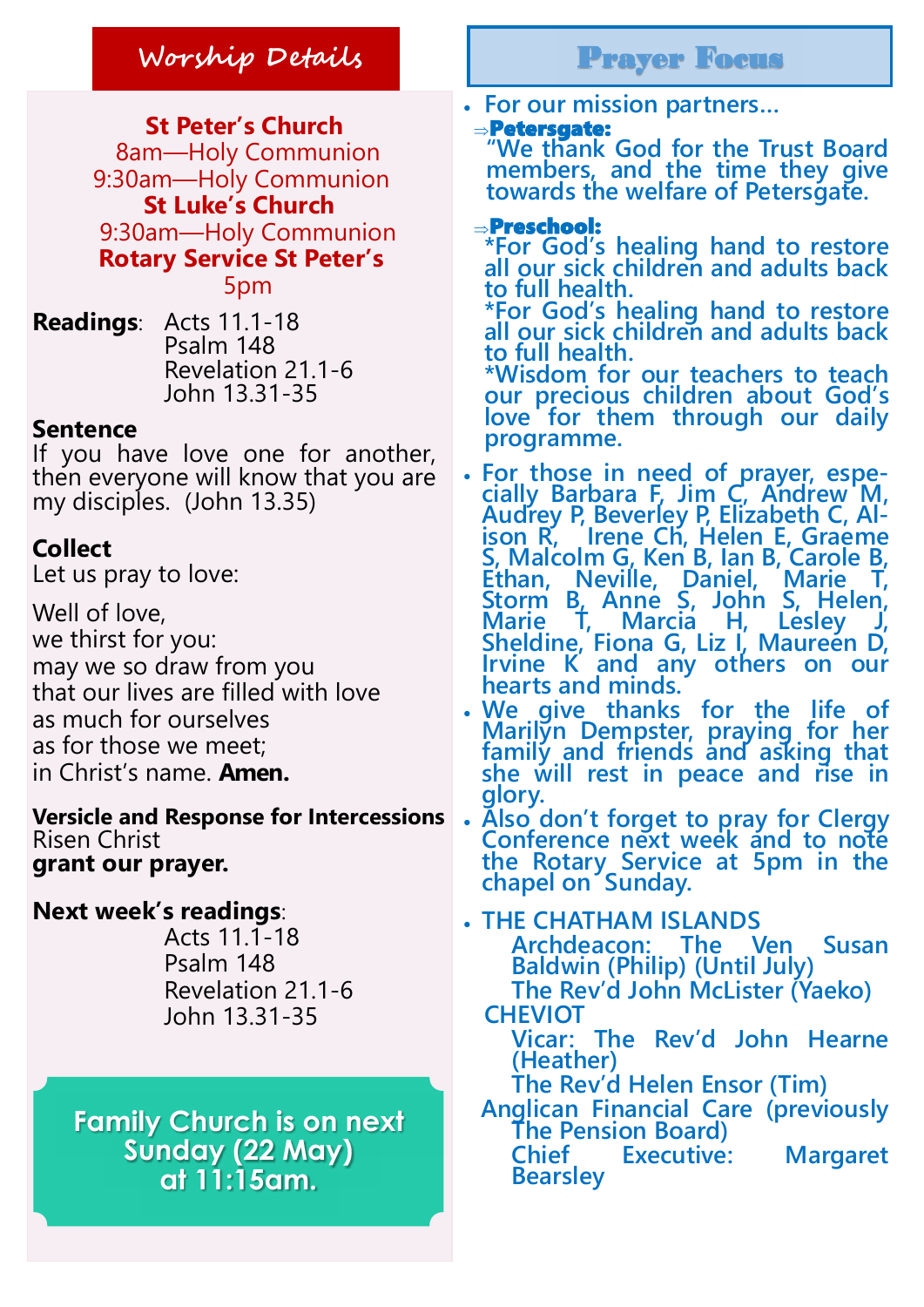## Worship Details

**St Peter's Church**
8am—Holy Communion
9:30am—Holy Communion
**St Luke's Church**
9:30am—Holy Communion
**Rotary Service St Peter's**
5pm

**Readings**: Acts 11.1-18
Psalm 148
Revelation 21.1-6
John 13.31-35

**Sentence**
If you have love one for another, then everyone will know that you are my disciples. (John 13.35)

**Collect**
Let us pray to love:

Well of love,
we thirst for you:
may we so draw from you
that our lives are filled with love
as much for ourselves
as for those we meet;
in Christ's name. **Amen.**

**Versicle and Response for Intercessions**
Risen Christ
**grant our prayer.**

**Next week's readings**:
Acts 11.1-18
Psalm 148
Revelation 21.1-6
John 13.31-35

**Family Church is on next Sunday (22 May) at 11:15am.**

## Prayer Focus

- For our mission partners...
  - ⇒**Petersgate:** "We thank God for the Trust Board members, and the time they give towards the welfare of Petersgate.
  - ⇒**Preschool:**
    *For God's healing hand to restore all our sick children and adults back to full health.
    *For God's healing hand to restore all our sick children and adults back to full health.
    *Wisdom for our teachers to teach our precious children about God's love for them through our daily programme.
- For those in need of prayer, especially Barbara F, Jim C, Andrew M, Audrey P, Beverley P, Elizabeth C, Alison R, Irene Ch, Helen E, Graeme S, Malcolm G, Ken B, Ian B, Carole B, Ethan, Neville, Daniel, Marie T, Storm B, Anne S, John S, Helen, Marie T, Marcia H, Lesley J, Sheldine, Fiona G, Liz I, Maureen D, Irvine K and any others on our hearts and minds.
- We give thanks for the life of Marilyn Dempster, praying for her family and friends and asking that she will rest in peace and rise in glory.
- Also don't forget to pray for Clergy Conference next week and to note the Rotary Service at 5pm in the chapel on Sunday.
- THE CHATHAM ISLANDS
  Archdeacon: The Ven Susan Baldwin (Philip) (Until July)
  The Rev'd John McLister (Yaeko)
  CHEVIOT
  Vicar: The Rev'd John Hearne (Heather)
  The Rev'd Helen Ensor (Tim)
  Anglican Financial Care (previously The Pension Board)
  Chief Executive: Margaret Bearsley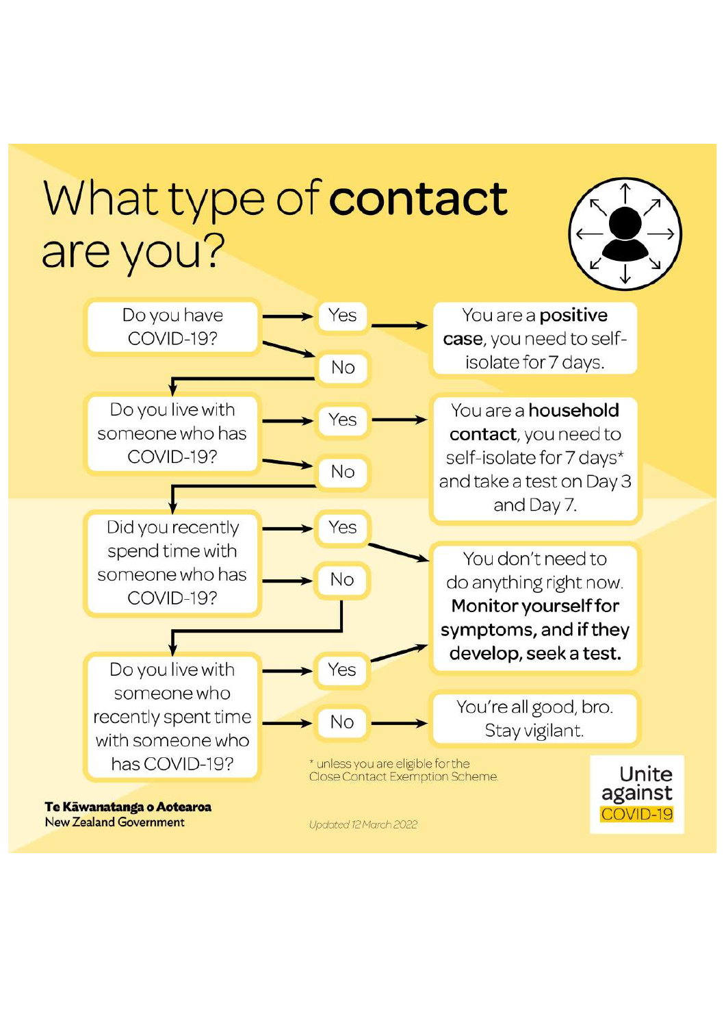# What type of **contact** are you?

Do you have COVID-19?
- Yes → You are a **positive case**, you need to self-isolate for 7 days.
- No ↓

Do you live with someone who has COVID-19?
- Yes → You are a **household contact**, you need to self-isolate for 7 days* and take a test on Day 3 and Day 7.
- No ↓

Did you recently spend time with someone who has COVID-19?
- Yes → You don't need to do anything right now. **Monitor yourself for symptoms, and if they develop, seek a test.**
- No ↓

Do you live with someone who recently spent time with someone who has COVID-19?
- Yes → You don't need to do anything right now. **Monitor yourself for symptoms, and if they develop, seek a test.**
- No → You're all good, bro. Stay vigilant.

* unless you are eligible for the Close Contact Exemption Scheme.

**Te Kāwanatanga o Aotearoa**
New Zealand Government

*Updated 12 March 2022*

Unite against COVID-19